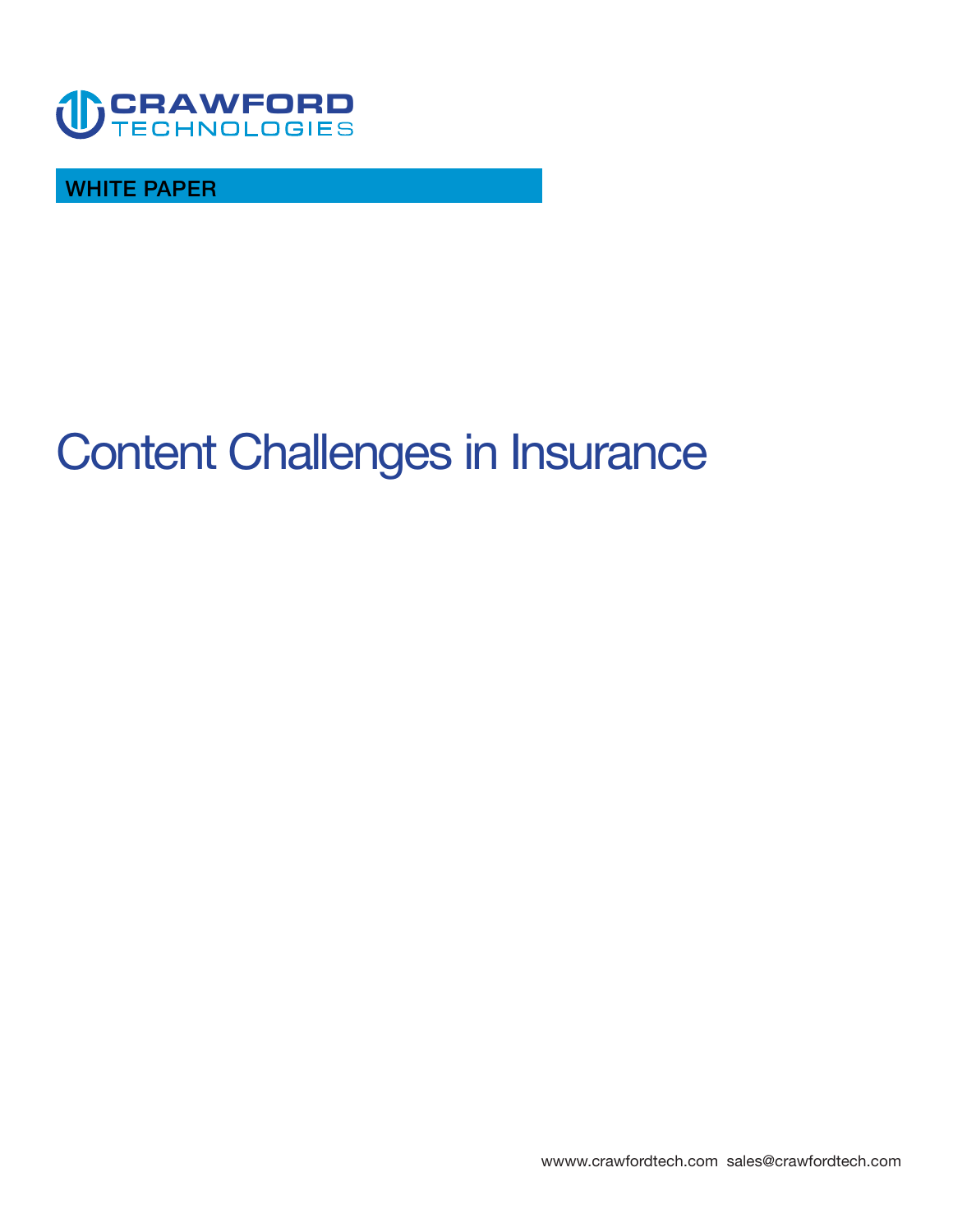CRAWFORD
TECHNOLOGIES

WHITE PAPER

# Content Challenges in Insurance

wwww.crawfordtech.com  sales@crawfordtech.com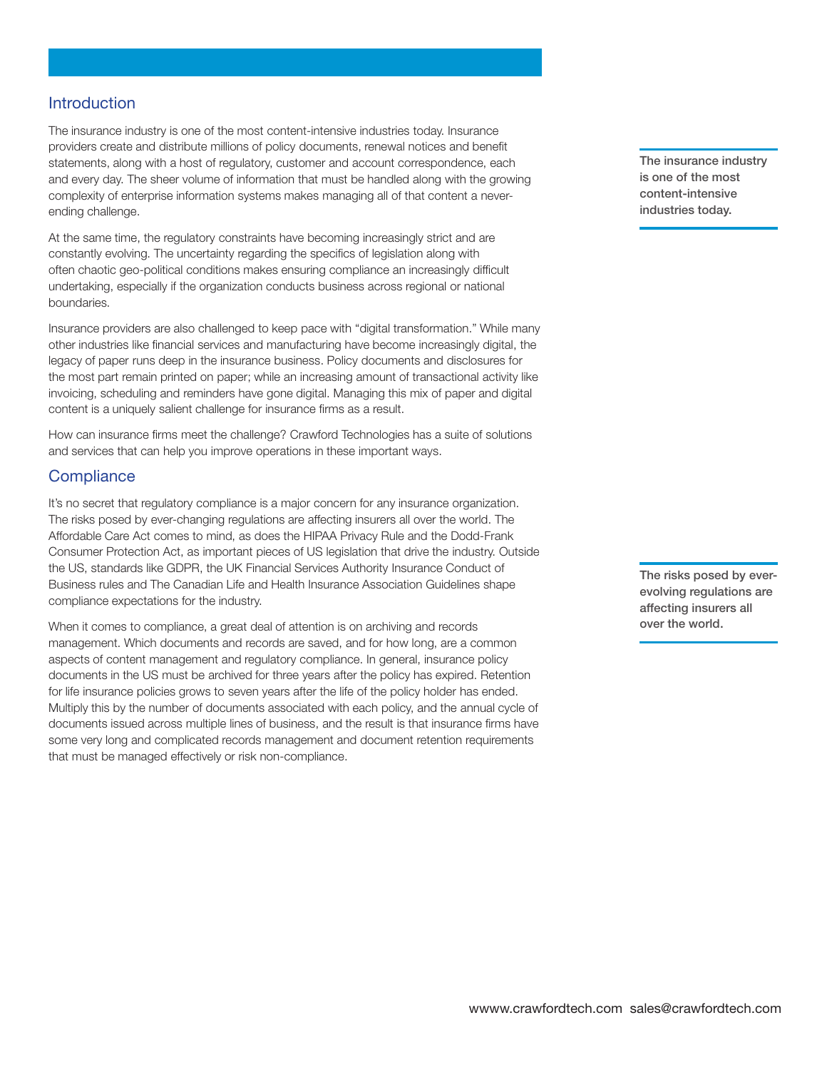## Introduction

The insurance industry is one of the most content-intensive industries today. Insurance providers create and distribute millions of policy documents, renewal notices and benefit statements, along with a host of regulatory, customer and account correspondence, each and every day. The sheer volume of information that must be handled along with the growing complexity of enterprise information systems makes managing all of that content a never-ending challenge.

**The insurance industry is one of the most content-intensive industries today.**

At the same time, the regulatory constraints have becoming increasingly strict and are constantly evolving. The uncertainty regarding the specifics of legislation along with often chaotic geo-political conditions makes ensuring compliance an increasingly difficult undertaking, especially if the organization conducts business across regional or national boundaries.

Insurance providers are also challenged to keep pace with "digital transformation." While many other industries like financial services and manufacturing have become increasingly digital, the legacy of paper runs deep in the insurance business. Policy documents and disclosures for the most part remain printed on paper; while an increasing amount of transactional activity like invoicing, scheduling and reminders have gone digital. Managing this mix of paper and digital content is a uniquely salient challenge for insurance firms as a result.

How can insurance firms meet the challenge? Crawford Technologies has a suite of solutions and services that can help you improve operations in these important ways.

## Compliance

It's no secret that regulatory compliance is a major concern for any insurance organization. The risks posed by ever-changing regulations are affecting insurers all over the world. The Affordable Care Act comes to mind, as does the HIPAA Privacy Rule and the Dodd-Frank Consumer Protection Act, as important pieces of US legislation that drive the industry. Outside the US, standards like GDPR, the UK Financial Services Authority Insurance Conduct of Business rules and The Canadian Life and Health Insurance Association Guidelines shape compliance expectations for the industry.

**The risks posed by ever-evolving regulations are affecting insurers all over the world.**

When it comes to compliance, a great deal of attention is on archiving and records management. Which documents and records are saved, and for how long, are a common aspects of content management and regulatory compliance. In general, insurance policy documents in the US must be archived for three years after the policy has expired. Retention for life insurance policies grows to seven years after the life of the policy holder has ended. Multiply this by the number of documents associated with each policy, and the annual cycle of documents issued across multiple lines of business, and the result is that insurance firms have some very long and complicated records management and document retention requirements that must be managed effectively or risk non-compliance.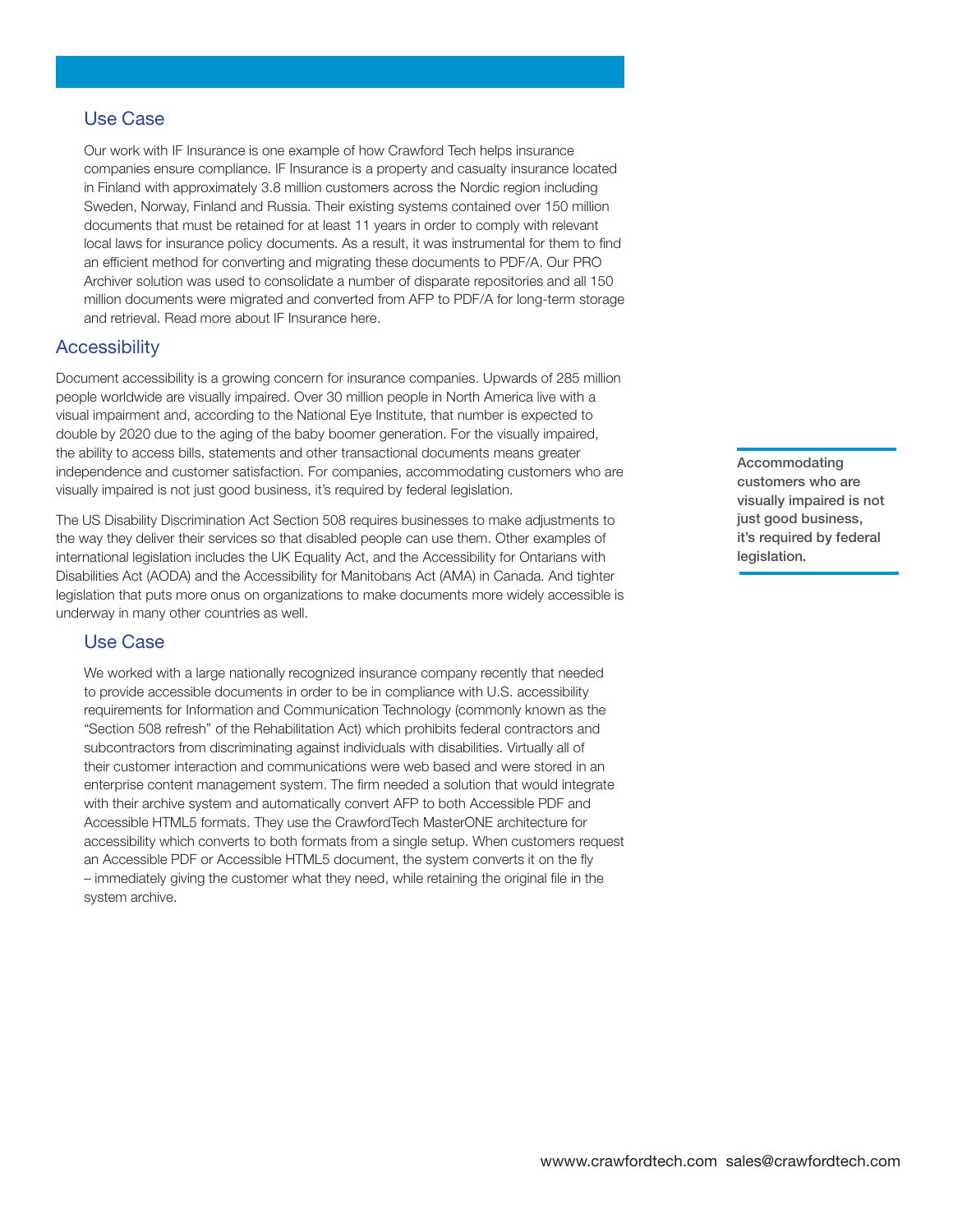### Use Case

Our work with IF Insurance is one example of how Crawford Tech helps insurance companies ensure compliance. IF Insurance is a property and casualty insurance located in Finland with approximately 3.8 million customers across the Nordic region including Sweden, Norway, Finland and Russia. Their existing systems contained over 150 million documents that must be retained for at least 11 years in order to comply with relevant local laws for insurance policy documents. As a result, it was instrumental for them to find an efficient method for converting and migrating these documents to PDF/A. Our PRO Archiver solution was used to consolidate a number of disparate repositories and all 150 million documents were migrated and converted from AFP to PDF/A for long-term storage and retrieval. Read more about IF Insurance here.

## Accessibility

Document accessibility is a growing concern for insurance companies. Upwards of 285 million people worldwide are visually impaired. Over 30 million people in North America live with a visual impairment and, according to the National Eye Institute, that number is expected to double by 2020 due to the aging of the baby boomer generation. For the visually impaired, the ability to access bills, statements and other transactional documents means greater independence and customer satisfaction. For companies, accommodating customers who are visually impaired is not just good business, it's required by federal legislation.

**Accommodating customers who are visually impaired is not just good business, it's required by federal legislation.**

The US Disability Discrimination Act Section 508 requires businesses to make adjustments to the way they deliver their services so that disabled people can use them. Other examples of international legislation includes the UK Equality Act, and the Accessibility for Ontarians with Disabilities Act (AODA) and the Accessibility for Manitobans Act (AMA) in Canada. And tighter legislation that puts more onus on organizations to make documents more widely accessible is underway in many other countries as well.

### Use Case

We worked with a large nationally recognized insurance company recently that needed to provide accessible documents in order to be in compliance with U.S. accessibility requirements for Information and Communication Technology (commonly known as the "Section 508 refresh" of the Rehabilitation Act) which prohibits federal contractors and subcontractors from discriminating against individuals with disabilities. Virtually all of their customer interaction and communications were web based and were stored in an enterprise content management system. The firm needed a solution that would integrate with their archive system and automatically convert AFP to both Accessible PDF and Accessible HTML5 formats. They use the CrawfordTech MasterONE architecture for accessibility which converts to both formats from a single setup. When customers request an Accessible PDF or Accessible HTML5 document, the system converts it on the fly – immediately giving the customer what they need, while retaining the original file in the system archive.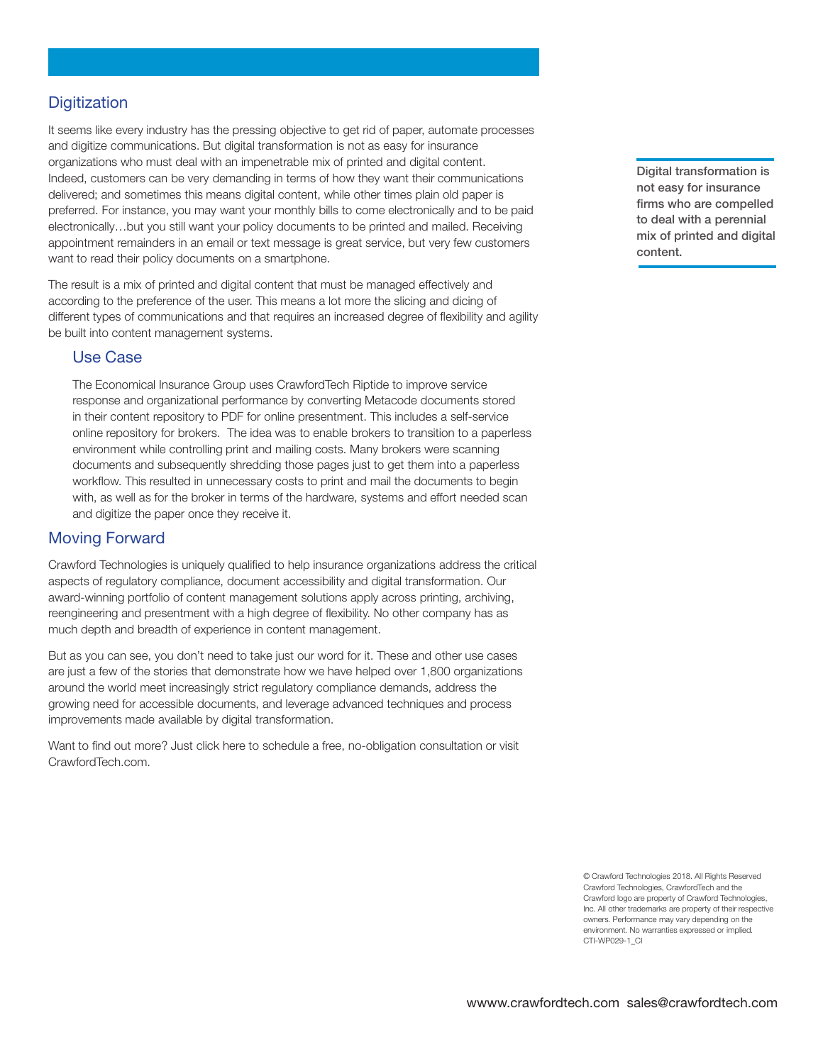## Digitization

It seems like every industry has the pressing objective to get rid of paper, automate processes and digitize communications. But digital transformation is not as easy for insurance organizations who must deal with an impenetrable mix of printed and digital content. Indeed, customers can be very demanding in terms of how they want their communications delivered; and sometimes this means digital content, while other times plain old paper is preferred. For instance, you may want your monthly bills to come electronically and to be paid electronically…but you still want your policy documents to be printed and mailed. Receiving appointment remainders in an email or text message is great service, but very few customers want to read their policy documents on a smartphone.

The result is a mix of printed and digital content that must be managed effectively and according to the preference of the user. This means a lot more the slicing and dicing of different types of communications and that requires an increased degree of flexibility and agility be built into content management systems.

> **Digital transformation is not easy for insurance firms who are compelled to deal with a perennial mix of printed and digital content.**

### Use Case

The Economical Insurance Group uses CrawfordTech Riptide to improve service response and organizational performance by converting Metacode documents stored in their content repository to PDF for online presentment. This includes a self-service online repository for brokers. The idea was to enable brokers to transition to a paperless environment while controlling print and mailing costs. Many brokers were scanning documents and subsequently shredding those pages just to get them into a paperless workflow. This resulted in unnecessary costs to print and mail the documents to begin with, as well as for the broker in terms of the hardware, systems and effort needed scan and digitize the paper once they receive it.

## Moving Forward

Crawford Technologies is uniquely qualified to help insurance organizations address the critical aspects of regulatory compliance, document accessibility and digital transformation. Our award-winning portfolio of content management solutions apply across printing, archiving, reengineering and presentment with a high degree of flexibility. No other company has as much depth and breadth of experience in content management.

But as you can see, you don't need to take just our word for it. These and other use cases are just a few of the stories that demonstrate how we have helped over 1,800 organizations around the world meet increasingly strict regulatory compliance demands, address the growing need for accessible documents, and leverage advanced techniques and process improvements made available by digital transformation.

Want to find out more? Just click here to schedule a free, no-obligation consultation or visit CrawfordTech.com.

© Crawford Technologies 2018. All Rights Reserved Crawford Technologies, CrawfordTech and the Crawford logo are property of Crawford Technologies, Inc. All other trademarks are property of their respective owners. Performance may vary depending on the environment. No warranties expressed or implied. CTI-WP029-1_CI

wwww.crawfordtech.com sales@crawfordtech.com